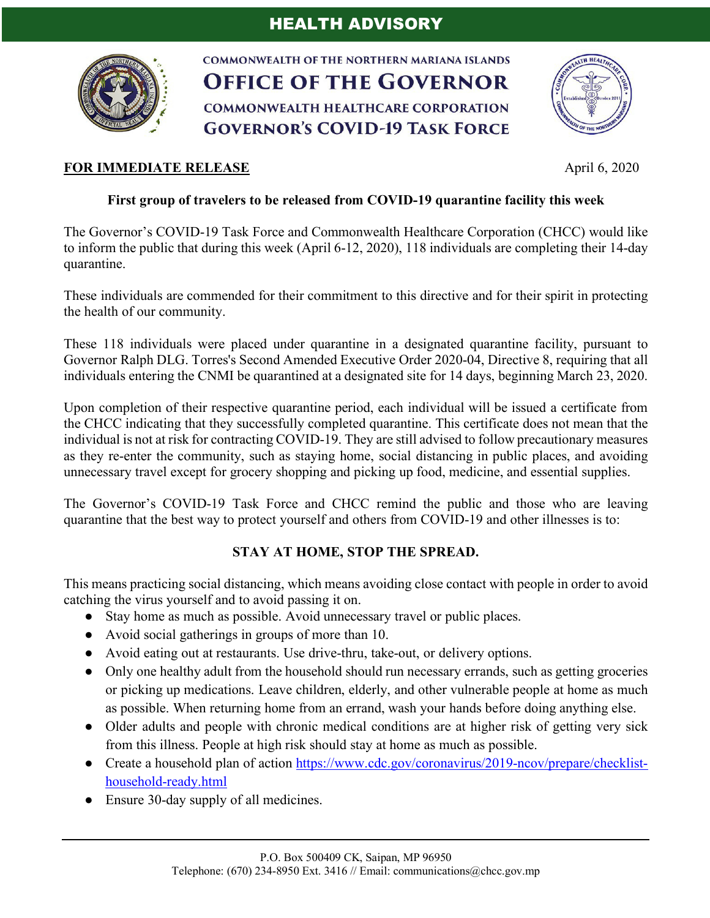# HEALTH ADVISORY

COMMONWEALTH OF THE NORTHERN MARIANA ISLANDS
**OFFICE OF THE GOVERNOR**
COMMONWEALTH HEALTHCARE CORPORATION
**GOVERNOR'S COVID-19 TASK FORCE**

**FOR IMMEDIATE RELEASE** April 6, 2020

**First group of travelers to be released from COVID-19 quarantine facility this week**

The Governor's COVID-19 Task Force and Commonwealth Healthcare Corporation (CHCC) would like to inform the public that during this week (April 6-12, 2020), 118 individuals are completing their 14-day quarantine.

These individuals are commended for their commitment to this directive and for their spirit in protecting the health of our community.

These 118 individuals were placed under quarantine in a designated quarantine facility, pursuant to Governor Ralph DLG. Torres's Second Amended Executive Order 2020-04, Directive 8, requiring that all individuals entering the CNMI be quarantined at a designated site for 14 days, beginning March 23, 2020.

Upon completion of their respective quarantine period, each individual will be issued a certificate from the CHCC indicating that they successfully completed quarantine. This certificate does not mean that the individual is not at risk for contracting COVID-19. They are still advised to follow precautionary measures as they re-enter the community, such as staying home, social distancing in public places, and avoiding unnecessary travel except for grocery shopping and picking up food, medicine, and essential supplies.

The Governor's COVID-19 Task Force and CHCC remind the public and those who are leaving quarantine that the best way to protect yourself and others from COVID-19 and other illnesses is to:

**STAY AT HOME, STOP THE SPREAD.**

This means practicing social distancing, which means avoiding close contact with people in order to avoid catching the virus yourself and to avoid passing it on.

- Stay home as much as possible. Avoid unnecessary travel or public places.
- Avoid social gatherings in groups of more than 10.
- Avoid eating out at restaurants. Use drive-thru, take-out, or delivery options.
- Only one healthy adult from the household should run necessary errands, such as getting groceries or picking up medications. Leave children, elderly, and other vulnerable people at home as much as possible. When returning home from an errand, wash your hands before doing anything else.
- Older adults and people with chronic medical conditions are at higher risk of getting very sick from this illness. People at high risk should stay at home as much as possible.
- Create a household plan of action https://www.cdc.gov/coronavirus/2019-ncov/prepare/checklist-household-ready.html
- Ensure 30-day supply of all medicines.

P.O. Box 500409 CK, Saipan, MP 96950
Telephone: (670) 234-8950 Ext. 3416 // Email: communications@chcc.gov.mp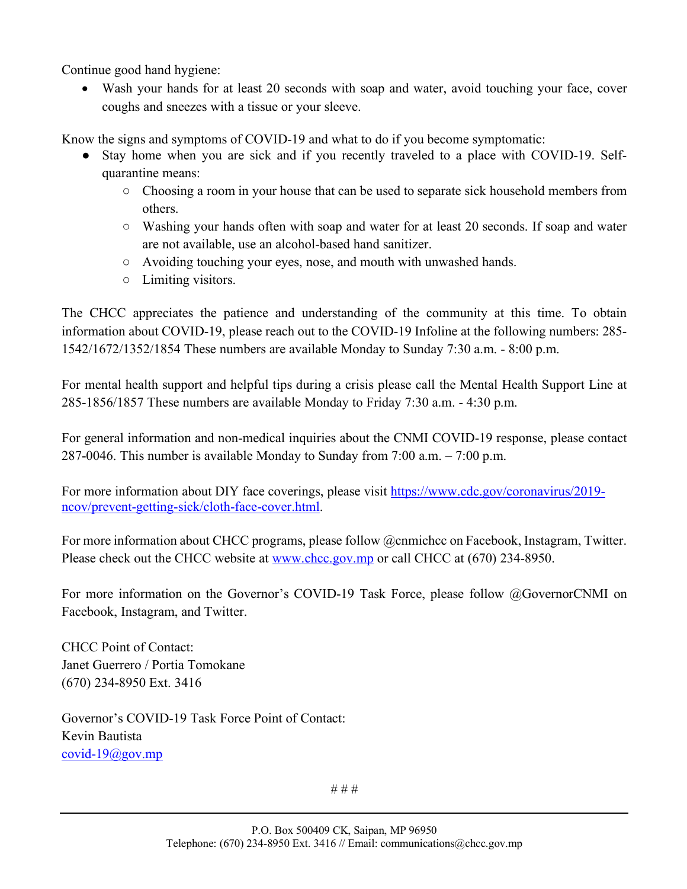Continue good hand hygiene:

- Wash your hands for at least 20 seconds with soap and water, avoid touching your face, cover coughs and sneezes with a tissue or your sleeve.

Know the signs and symptoms of COVID-19 and what to do if you become symptomatic:

- Stay home when you are sick and if you recently traveled to a place with COVID-19. Self-quarantine means:
    - Choosing a room in your house that can be used to separate sick household members from others.
    - Washing your hands often with soap and water for at least 20 seconds. If soap and water are not available, use an alcohol-based hand sanitizer.
    - Avoiding touching your eyes, nose, and mouth with unwashed hands.
    - Limiting visitors.

The CHCC appreciates the patience and understanding of the community at this time. To obtain information about COVID-19, please reach out to the COVID-19 Infoline at the following numbers: 285-1542/1672/1352/1854 These numbers are available Monday to Sunday 7:30 a.m. - 8:00 p.m.

For mental health support and helpful tips during a crisis please call the Mental Health Support Line at 285-1856/1857 These numbers are available Monday to Friday 7:30 a.m. - 4:30 p.m.

For general information and non-medical inquiries about the CNMI COVID-19 response, please contact 287-0046. This number is available Monday to Sunday from 7:00 a.m. – 7:00 p.m.

For more information about DIY face coverings, please visit https://www.cdc.gov/coronavirus/2019-ncov/prevent-getting-sick/cloth-face-cover.html.

For more information about CHCC programs, please follow @cnmichcc on Facebook, Instagram, Twitter. Please check out the CHCC website at www.chcc.gov.mp or call CHCC at (670) 234-8950.

For more information on the Governor's COVID-19 Task Force, please follow @GovernorCNMI on Facebook, Instagram, and Twitter.

CHCC Point of Contact:
Janet Guerrero / Portia Tomokane
(670) 234-8950 Ext. 3416

Governor's COVID-19 Task Force Point of Contact:
Kevin Bautista
covid-19@gov.mp

# # #

P.O. Box 500409 CK, Saipan, MP 96950
Telephone: (670) 234-8950 Ext. 3416 // Email: communications@chcc.gov.mp